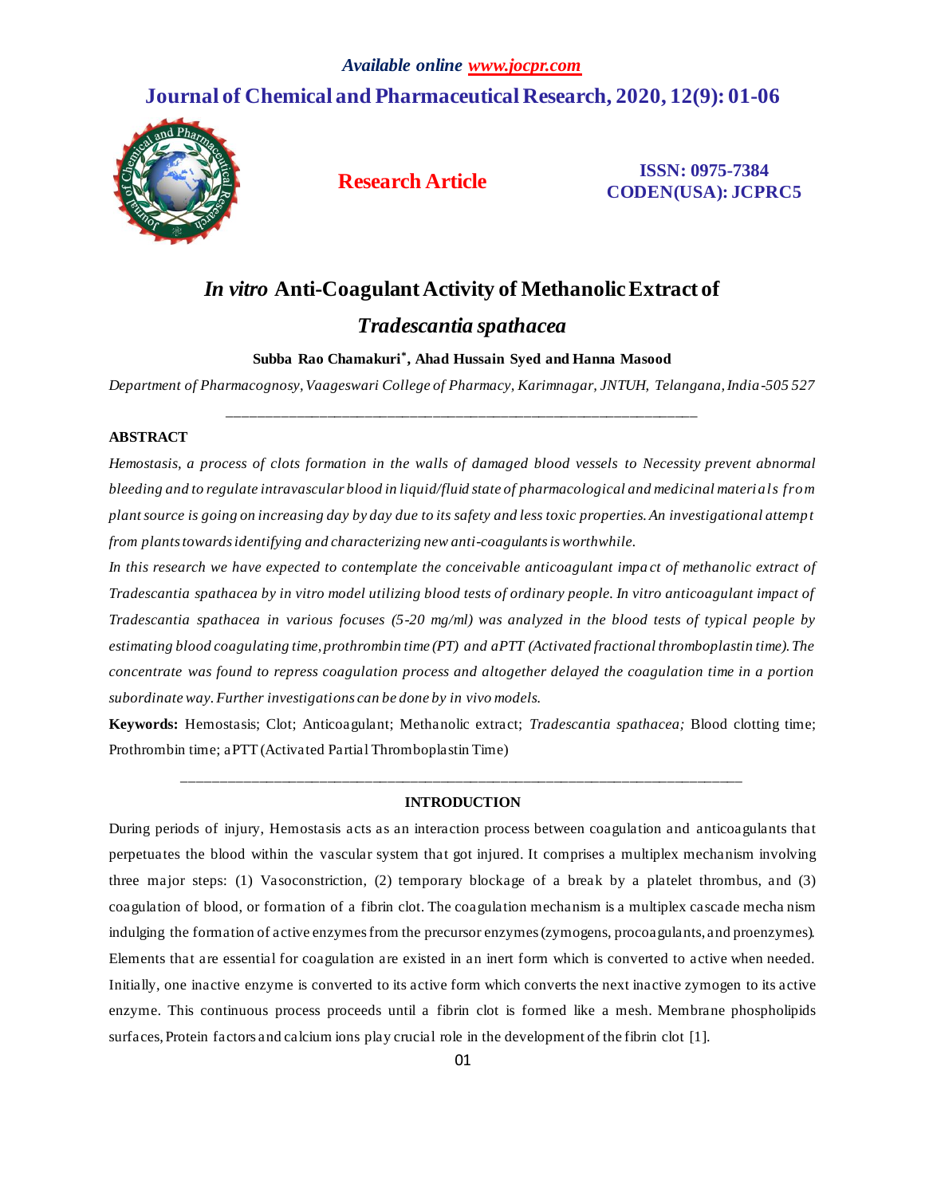# *In vitro* Anti-Coagulant Activity of Methanolic Extract of *Tradescantia spathacea*

**Subba Rao Chamakuri*, Ahad Hussain Syed and Hanna Masood**

*Department of Pharmacognosy, Vaageswari College of Pharmacy, Karimnagar, JNTUH, Telangana, India-505 527*

---

## ABSTRACT

*Hemostasis, a process of clots formation in the walls of damaged blood vessels to Necessity prevent abnormal bleeding and to regulate intravascular blood in liquid/fluid state of pharmacological and medicinal materials from plant source is going on increasing day by day due to its safety and less toxic properties. An investigational attempt from plants towards identifying and characterizing new anti-coagulants is worthwhile.*

*In this research we have expected to contemplate the conceivable anticoagulant impact of methanolic extract of Tradescantia spathacea by in vitro model utilizing blood tests of ordinary people. In vitro anticoagulant impact of Tradescantia spathacea in various focuses (5-20 mg/ml) was analyzed in the blood tests of typical people by estimating blood coagulating time, prothrombin time (PT) and aPTT (Activated fractional thromboplastin time). The concentrate was found to repress coagulation process and altogether delayed the coagulation time in a portion subordinate way. Further investigations can be done by in vivo models.*

**Keywords:** Hemostasis; Clot; Anticoagulant; Methanolic extract; *Tradescantia spathacea;* Blood clotting time; Prothrombin time; aPTT (Activated Partial Thromboplastin Time)

---

## INTRODUCTION

During periods of injury, Hemostasis acts as an interaction process between coagulation and anticoagulants that perpetuates the blood within the vascular system that got injured. It comprises a multiplex mechanism involving three major steps: (1) Vasoconstriction, (2) temporary blockage of a break by a platelet thrombus, and (3) coagulation of blood, or formation of a fibrin clot. The coagulation mechanism is a multiplex cascade mechanism indulging the formation of active enzymes from the precursor enzymes (zymogens, procoagulants, and proenzymes). Elements that are essential for coagulation are existed in an inert form which is converted to active when needed. Initially, one inactive enzyme is converted to its active form which converts the next inactive zymogen to its active enzyme. This continuous process proceeds until a fibrin clot is formed like a mesh. Membrane phospholipids surfaces, Protein factors and calcium ions play crucial role in the development of the fibrin clot [1].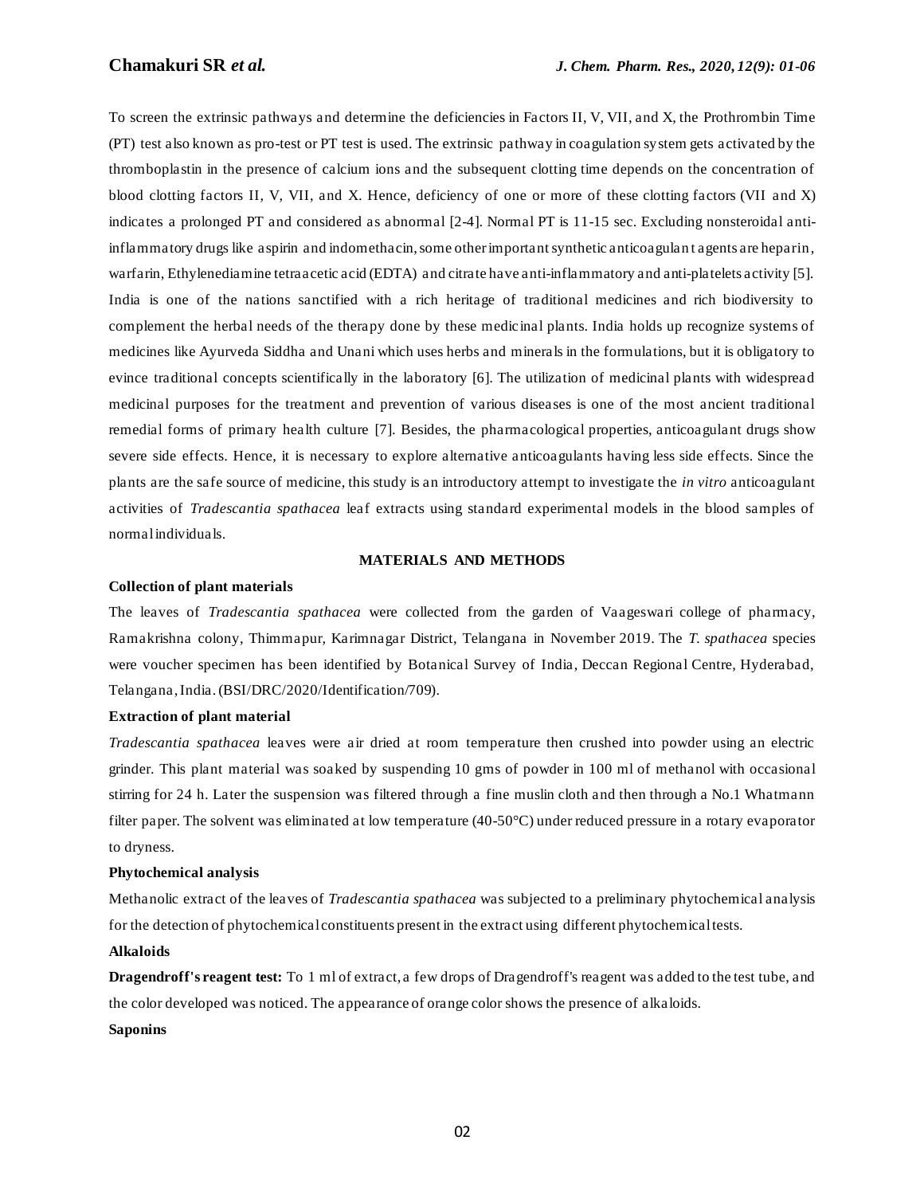To screen the extrinsic pathways and determine the deficiencies in Factors II, V, VII, and X, the Prothrombin Time (PT) test also known as pro-test or PT test is used. The extrinsic pathway in coagulation system gets activated by the thromboplastin in the presence of calcium ions and the subsequent clotting time depends on the concentration of blood clotting factors II, V, VII, and X. Hence, deficiency of one or more of these clotting factors (VII and X) indicates a prolonged PT and considered as abnormal [2-4]. Normal PT is 11-15 sec. Excluding nonsteroidal anti-inflammatory drugs like aspirin and indomethacin, some other important synthetic anticoagulant agents are heparin, warfarin, Ethylenediamine tetraacetic acid (EDTA) and citrate have anti-inflammatory and anti-platelets activity [5]. India is one of the nations sanctified with a rich heritage of traditional medicines and rich biodiversity to complement the herbal needs of the therapy done by these medicinal plants. India holds up recognize systems of medicines like Ayurveda Siddha and Unani which uses herbs and minerals in the formulations, but it is obligatory to evince traditional concepts scientifically in the laboratory [6]. The utilization of medicinal plants with widespread medicinal purposes for the treatment and prevention of various diseases is one of the most ancient traditional remedial forms of primary health culture [7]. Besides, the pharmacological properties, anticoagulant drugs show severe side effects. Hence, it is necessary to explore alternative anticoagulants having less side effects. Since the plants are the safe source of medicine, this study is an introductory attempt to investigate the *in vitro* anticoagulant activities of *Tradescantia spathacea* leaf extracts using standard experimental models in the blood samples of normal individuals.

## MATERIALS AND METHODS

### Collection of plant materials

The leaves of *Tradescantia spathacea* were collected from the garden of Vaageswari college of pharmacy, Ramakrishna colony, Thimmapur, Karimnagar District, Telangana in November 2019. The *T. spathacea* species were voucher specimen has been identified by Botanical Survey of India, Deccan Regional Centre, Hyderabad, Telangana, India. (BSI/DRC/2020/Identification/709).

### Extraction of plant material

*Tradescantia spathacea* leaves were air dried at room temperature then crushed into powder using an electric grinder. This plant material was soaked by suspending 10 gms of powder in 100 ml of methanol with occasional stirring for 24 h. Later the suspension was filtered through a fine muslin cloth and then through a No.1 Whatmann filter paper. The solvent was eliminated at low temperature (40-50°C) under reduced pressure in a rotary evaporator to dryness.

### Phytochemical analysis

Methanolic extract of the leaves of *Tradescantia spathacea* was subjected to a preliminary phytochemical analysis for the detection of phytochemical constituents present in the extract using different phytochemical tests.

### Alkaloids

**Dragendroff's reagent test:** To 1 ml of extract, a few drops of Dragendroff's reagent was added to the test tube, and the color developed was noticed. The appearance of orange color shows the presence of alkaloids.

### Saponins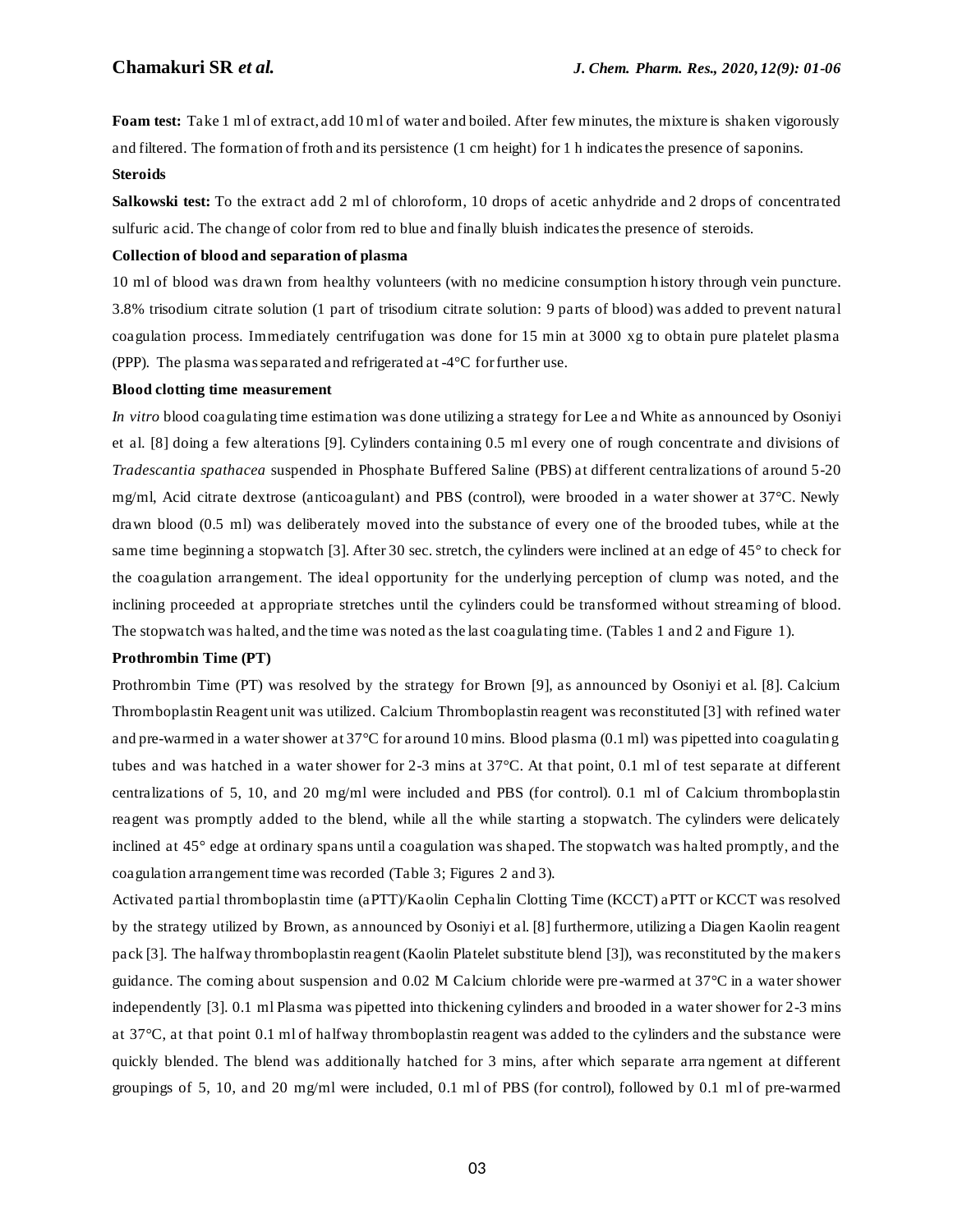**Foam test:** Take 1 ml of extract, add 10 ml of water and boiled. After few minutes, the mixture is shaken vigorously and filtered. The formation of froth and its persistence (1 cm height) for 1 h indicates the presence of saponins.

**Steroids**

**Salkowski test:** To the extract add 2 ml of chloroform, 10 drops of acetic anhydride and 2 drops of concentrated sulfuric acid. The change of color from red to blue and finally bluish indicates the presence of steroids.

**Collection of blood and separation of plasma**

10 ml of blood was drawn from healthy volunteers (with no medicine consumption history through vein puncture. 3.8% trisodium citrate solution (1 part of trisodium citrate solution: 9 parts of blood) was added to prevent natural coagulation process. Immediately centrifugation was done for 15 min at 3000 xg to obtain pure platelet plasma (PPP). The plasma was separated and refrigerated at -4°C for further use.

**Blood clotting time measurement**

*In vitro* blood coagulating time estimation was done utilizing a strategy for Lee and White as announced by Osoniyi et al. [8] doing a few alterations [9]. Cylinders containing 0.5 ml every one of rough concentrate and divisions of *Tradescantia spathacea* suspended in Phosphate Buffered Saline (PBS) at different centralizations of around 5-20 mg/ml, Acid citrate dextrose (anticoagulant) and PBS (control), were brooded in a water shower at 37°C. Newly drawn blood (0.5 ml) was deliberately moved into the substance of every one of the brooded tubes, while at the same time beginning a stopwatch [3]. After 30 sec. stretch, the cylinders were inclined at an edge of 45° to check for the coagulation arrangement. The ideal opportunity for the underlying perception of clump was noted, and the inclining proceeded at appropriate stretches until the cylinders could be transformed without streaming of blood. The stopwatch was halted, and the time was noted as the last coagulating time. (Tables 1 and 2 and Figure 1).

**Prothrombin Time (PT)**

Prothrombin Time (PT) was resolved by the strategy for Brown [9], as announced by Osoniyi et al. [8]. Calcium Thromboplastin Reagent unit was utilized. Calcium Thromboplastin reagent was reconstituted [3] with refined water and pre-warmed in a water shower at 37°C for around 10 mins. Blood plasma (0.1 ml) was pipetted into coagulating tubes and was hatched in a water shower for 2-3 mins at 37°C. At that point, 0.1 ml of test separate at different centralizations of 5, 10, and 20 mg/ml were included and PBS (for control). 0.1 ml of Calcium thromboplastin reagent was promptly added to the blend, while all the while starting a stopwatch. The cylinders were delicately inclined at 45° edge at ordinary spans until a coagulation was shaped. The stopwatch was halted promptly, and the coagulation arrangement time was recorded (Table 3; Figures 2 and 3).

Activated partial thromboplastin time (aPTT)/Kaolin Cephalin Clotting Time (KCCT) aPTT or KCCT was resolved by the strategy utilized by Brown, as announced by Osoniyi et al. [8] furthermore, utilizing a Diagen Kaolin reagent pack [3]. The halfway thromboplastin reagent (Kaolin Platelet substitute blend [3]), was reconstituted by the makers guidance. The coming about suspension and 0.02 M Calcium chloride were pre-warmed at 37°C in a water shower independently [3]. 0.1 ml Plasma was pipetted into thickening cylinders and brooded in a water shower for 2-3 mins at 37°C, at that point 0.1 ml of halfway thromboplastin reagent was added to the cylinders and the substance were quickly blended. The blend was additionally hatched for 3 mins, after which separate arrangement at different groupings of 5, 10, and 20 mg/ml were included, 0.1 ml of PBS (for control), followed by 0.1 ml of pre-warmed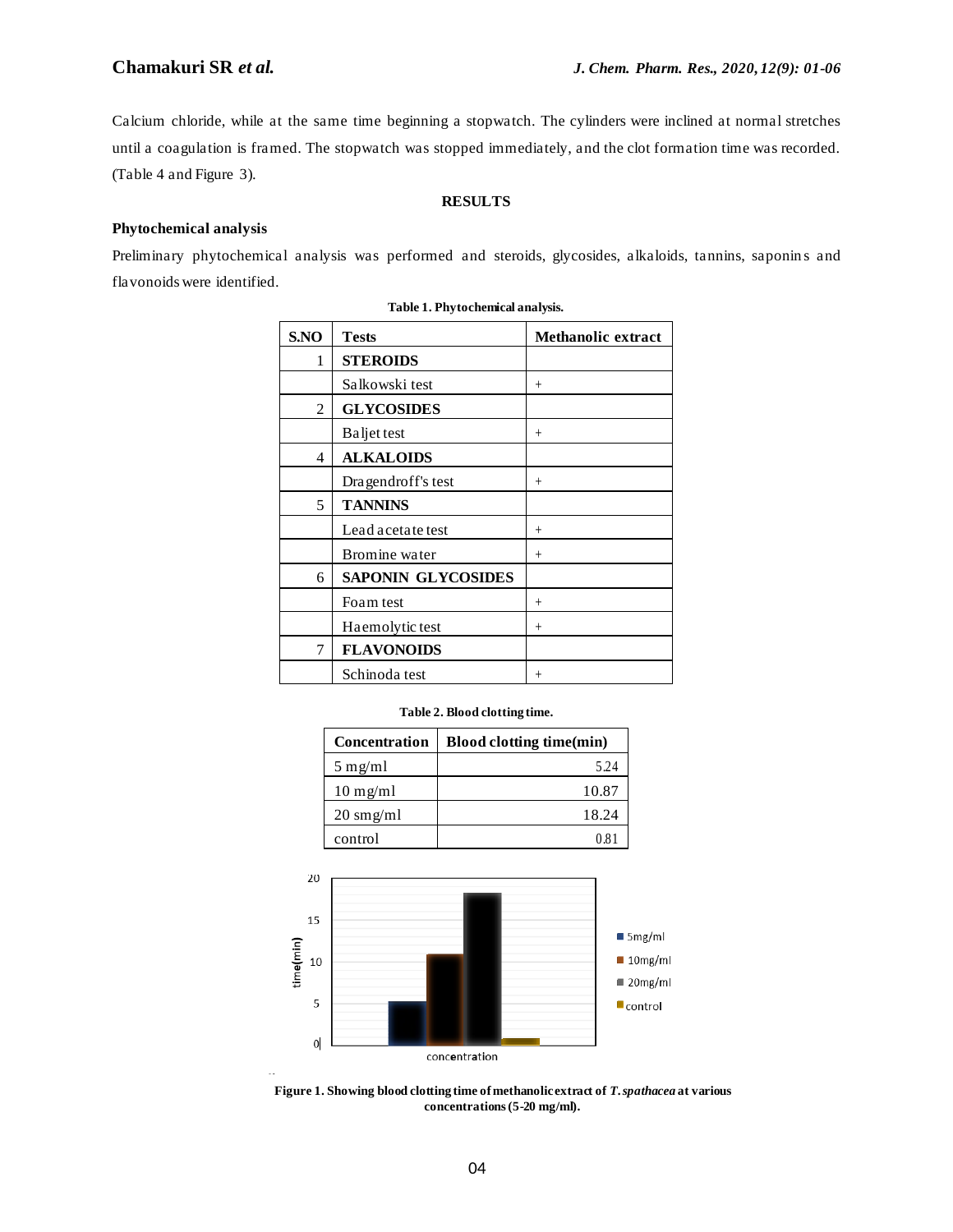Calcium chloride, while at the same time beginning a stopwatch. The cylinders were inclined at normal stretches until a coagulation is framed. The stopwatch was stopped immediately, and the clot formation time was recorded. (Table 4 and Figure 3).

## RESULTS

### Phytochemical analysis

Preliminary phytochemical analysis was performed and steroids, glycosides, alkaloids, tannins, saponins and flavonoids were identified.

**Table 1. Phytochemical analysis.**

| S.NO | Tests | Methanolic extract |
|---|---|---|
| 1 | **STEROIDS** | |
| | Salkowski test | + |
| 2 | **GLYCOSIDES** | |
| | Baljet test | + |
| 4 | **ALKALOIDS** | |
| | Dragendroff's test | + |
| 5 | **TANNINS** | |
| | Lead acetate test | + |
| | Bromine water | + |
| 6 | **SAPONIN GLYCOSIDES** | |
| | Foam test | + |
| | Haemolytic test | + |
| 7 | **FLAVONOIDS** | |
| | Schinoda test | + |

**Table 2. Blood clotting time.**

| Concentration | Blood clotting time(min) |
|---|---|
| 5 mg/ml | 5.24 |
| 10 mg/ml | 10.87 |
| 20 smg/ml | 18.24 |
| control | 0.81 |

20
15
10
5
0
time(min)
concentration
5mg/ml
10mg/ml
20mg/ml
control

**Figure 1. Showing blood clotting time of methanolic extract of *T. spathacea* at various concentrations (5-20 mg/ml).**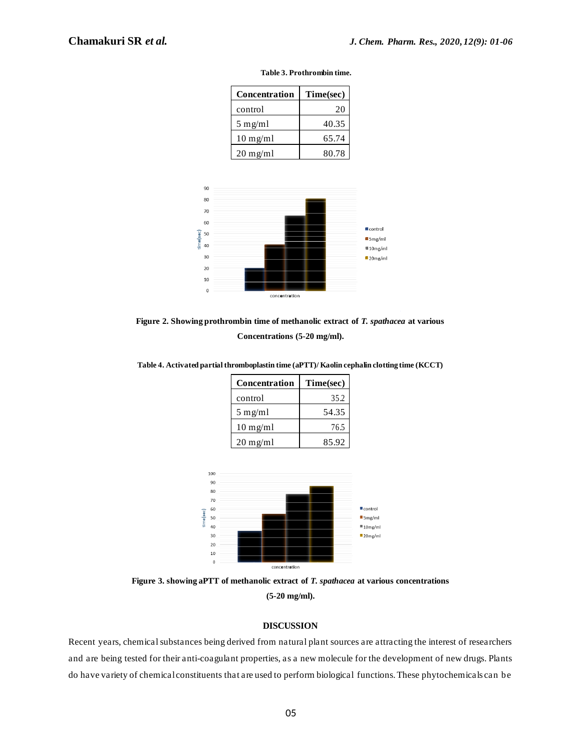**Table 3. Prothrombin time.**

| Concentration | Time(sec) |
|---|---|
| control | 20 |
| 5 mg/ml | 40.35 |
| 10 mg/ml | 65.74 |
| 20 mg/ml | 80.78 |

90
80
70
60
50
40
30
20
10
0
time(sec)
concentration
control
5mg/ml
10mg/ml
20mg/ml

**Figure 2. Showing prothrombin time of methanolic extract of *T. spathacea* at various Concentrations (5-20 mg/ml).**

**Table 4. Activated partial thromboplastin time (aPTT)/ Kaolin cephalin clotting time (KCCT)**

| Concentration | Time(sec) |
|---|---|
| control | 35.2 |
| 5 mg/ml | 54.35 |
| 10 mg/ml | 76.5 |
| 20 mg/ml | 85.92 |

100
90
80
70
60
50
40
30
20
10
0
time(sec)
concentration
control
5mg/ml
10mg/ml
20mg/ml

**Figure 3. showing aPTT of methanolic extract of *T. spathacea* at various concentrations (5-20 mg/ml).**

## DISCUSSION

Recent years, chemical substances being derived from natural plant sources are attracting the interest of researchers and are being tested for their anti-coagulant properties, as a new molecule for the development of new drugs. Plants do have variety of chemical constituents that are used to perform biological functions. These phytochemicals can be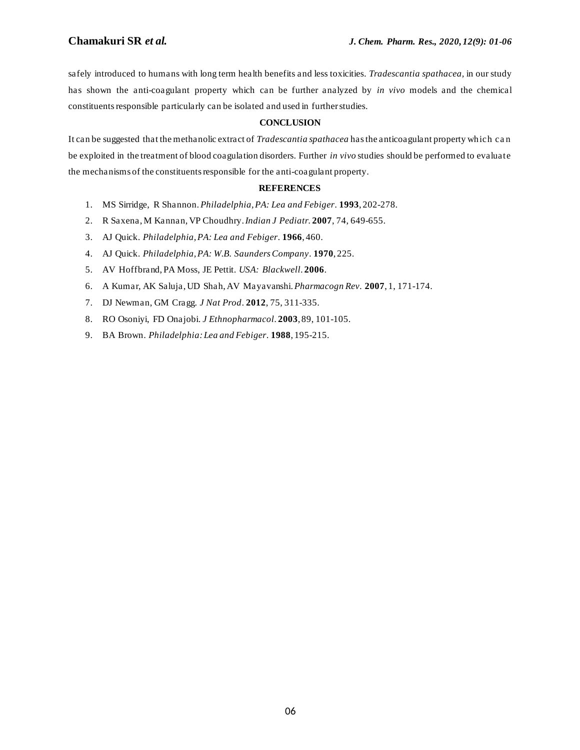safely introduced to humans with long term health benefits and less toxicities. *Tradescantia spathacea,* in our study has shown the anti-coagulant property which can be further analyzed by *in vivo* models and the chemical constituents responsible particularly can be isolated and used in further studies.

## CONCLUSION

It can be suggested that the methanolic extract of *Tradescantia spathacea* has the anticoagulant property which can be exploited in the treatment of blood coagulation disorders. Further *in vivo* studies should be performed to evaluate the mechanisms of the constituents responsible for the anti-coagulant property.

## REFERENCES

1. MS Sirridge, R Shannon. *Philadelphia, PA: Lea and Febiger*. **1993**, 202-278.
2. R Saxena, M Kannan, VP Choudhry. *Indian J Pediatr.* **2007**, 74, 649-655.
3. AJ Quick. *Philadelphia, PA: Lea and Febiger*. **1966**, 460.
4. AJ Quick. *Philadelphia, PA: W.B. Saunders Company*. **1970**, 225.
5. AV Hoffbrand, PA Moss, JE Pettit. *USA: Blackwell*. **2006**.
6. A Kumar, AK Saluja, UD Shah, AV Mayavanshi. *Pharmacogn Rev.* **2007**, 1, 171-174.
7. DJ Newman, GM Cragg. *J Nat Prod*. **2012**, 75, 311-335.
8. RO Osoniyi, FD Onajobi. *J Ethnopharmacol*. **2003**, 89, 101-105.
9. BA Brown. *Philadelphia: Lea and Febiger*. **1988**, 195-215.